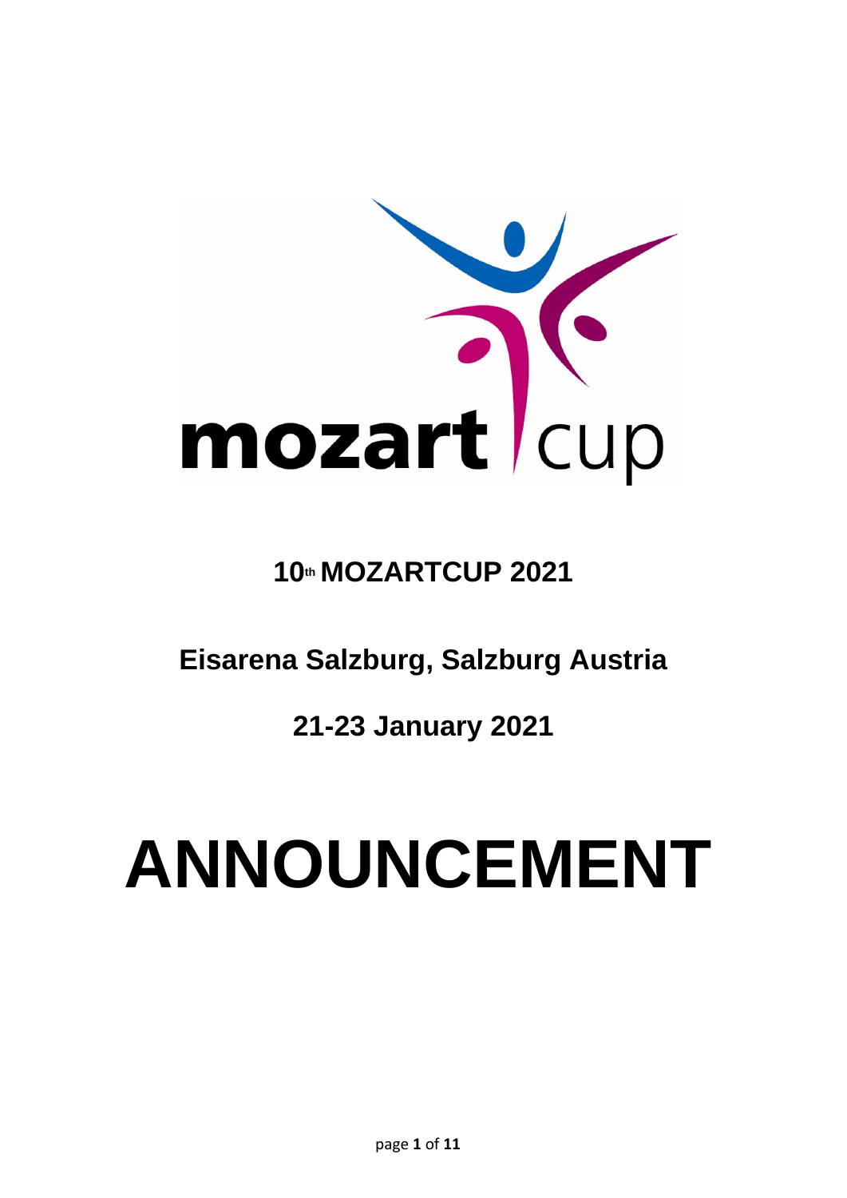mozart cup

**10th MOZARTCUP 2021**

**Eisarena Salzburg, Salzburg Austria**

**21-23 January 2021**

# ANNOUNCEMENT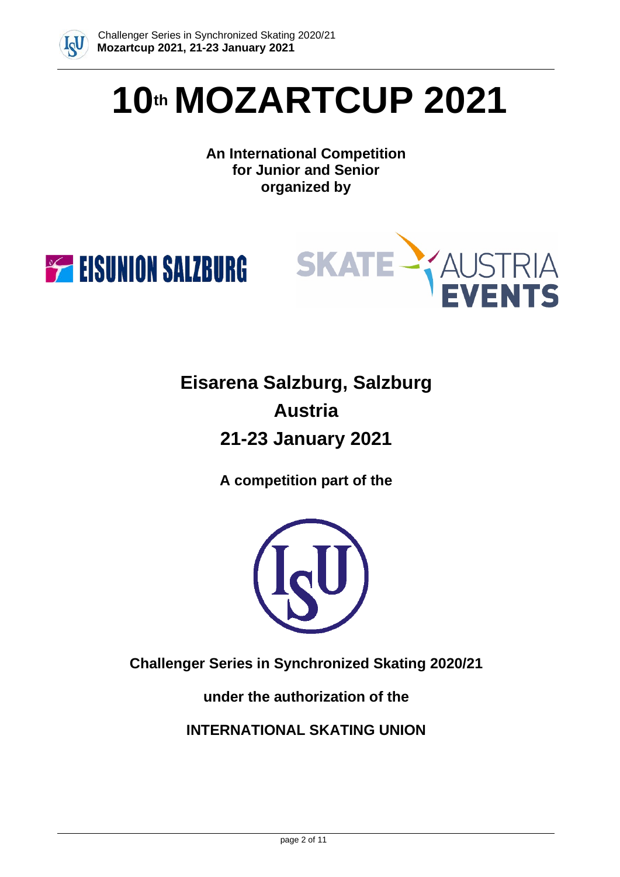# 10th MOZARTCUP 2021

**An International Competition for Junior and Senior organized by**

EISUNION SALZBURG

SKATE AUSTRIA EVENTS

## Eisarena Salzburg, Salzburg

## Austria

## 21-23 January 2021

**A competition part of the**

**Challenger Series in Synchronized Skating 2020/21**

**under the authorization of the**

**INTERNATIONAL SKATING UNION**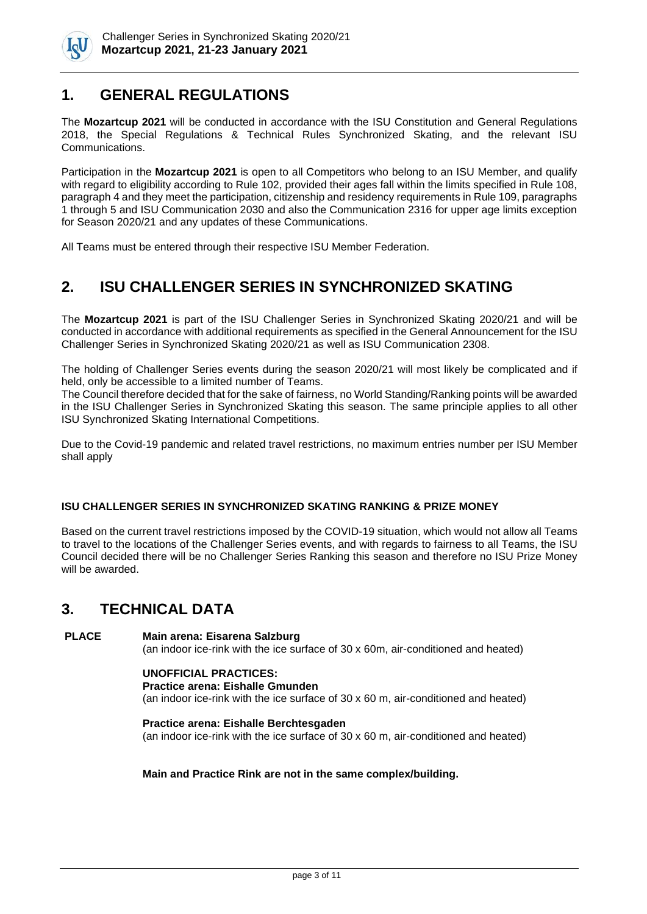## 1. GENERAL REGULATIONS

The **Mozartcup 2021** will be conducted in accordance with the ISU Constitution and General Regulations 2018, the Special Regulations & Technical Rules Synchronized Skating, and the relevant ISU Communications.

Participation in the **Mozartcup 2021** is open to all Competitors who belong to an ISU Member, and qualify with regard to eligibility according to Rule 102, provided their ages fall within the limits specified in Rule 108, paragraph 4 and they meet the participation, citizenship and residency requirements in Rule 109, paragraphs 1 through 5 and ISU Communication 2030 and also the Communication 2316 for upper age limits exception for Season 2020/21 and any updates of these Communications.

All Teams must be entered through their respective ISU Member Federation.

## 2. ISU CHALLENGER SERIES IN SYNCHRONIZED SKATING

The **Mozartcup 2021** is part of the ISU Challenger Series in Synchronized Skating 2020/21 and will be conducted in accordance with additional requirements as specified in the General Announcement for the ISU Challenger Series in Synchronized Skating 2020/21 as well as ISU Communication 2308.

The holding of Challenger Series events during the season 2020/21 will most likely be complicated and if held, only be accessible to a limited number of Teams.
The Council therefore decided that for the sake of fairness, no World Standing/Ranking points will be awarded in the ISU Challenger Series in Synchronized Skating this season. The same principle applies to all other ISU Synchronized Skating International Competitions.

Due to the Covid-19 pandemic and related travel restrictions, no maximum entries number per ISU Member shall apply

**ISU CHALLENGER SERIES IN SYNCHRONIZED SKATING RANKING & PRIZE MONEY**

Based on the current travel restrictions imposed by the COVID-19 situation, which would not allow all Teams to travel to the locations of the Challenger Series events, and with regards to fairness to all Teams, the ISU Council decided there will be no Challenger Series Ranking this season and therefore no ISU Prize Money will be awarded.

## 3. TECHNICAL DATA

**PLACE** **Main arena: Eisarena Salzburg**
(an indoor ice-rink with the ice surface of 30 x 60m, air-conditioned and heated)

**UNOFFICIAL PRACTICES:**
**Practice arena: Eishalle Gmunden**
(an indoor ice-rink with the ice surface of 30 x 60 m, air-conditioned and heated)

**Practice arena: Eishalle Berchtesgaden**
(an indoor ice-rink with the ice surface of 30 x 60 m, air-conditioned and heated)

**Main and Practice Rink are not in the same complex/building.**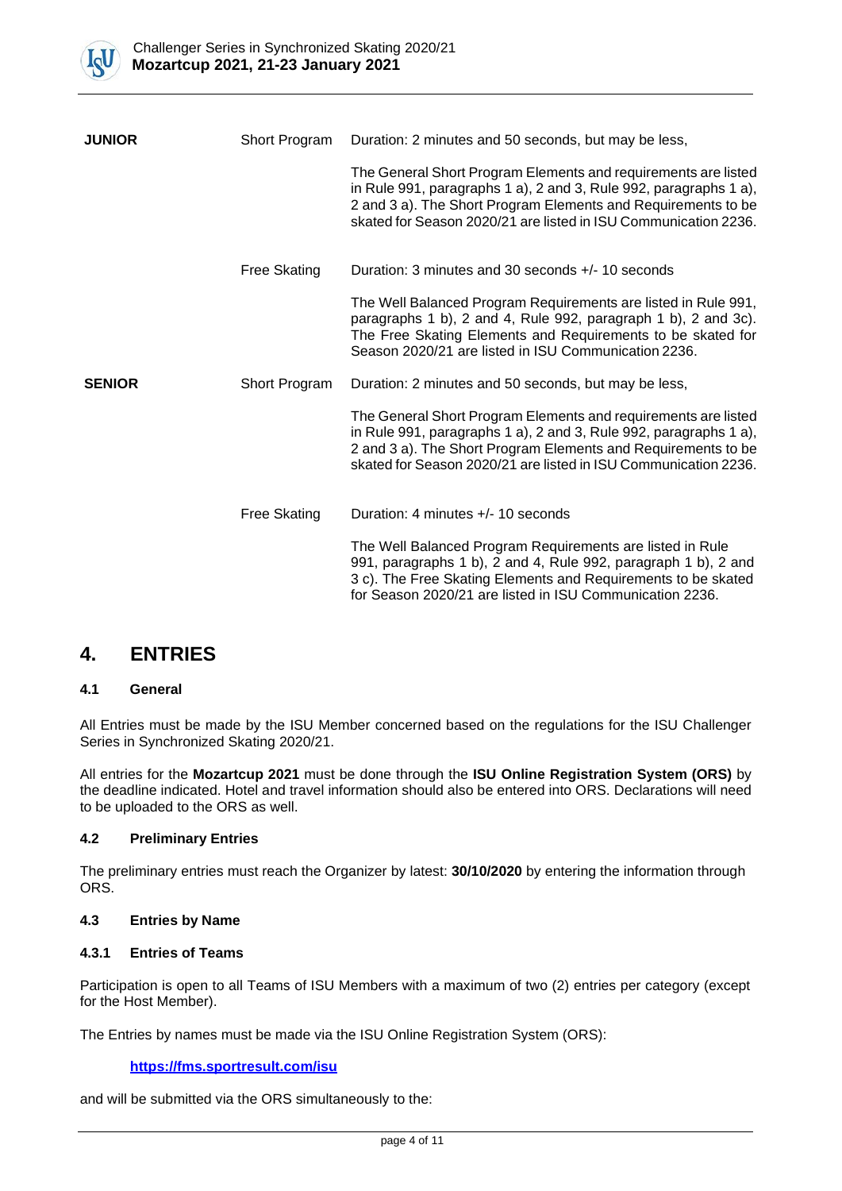| | | |
|---|---|---|
| **JUNIOR** | Short Program | Duration: 2 minutes and 50 seconds, but may be less,<br><br>The General Short Program Elements and requirements are listed in Rule 991, paragraphs 1 a), 2 and 3, Rule 992, paragraphs 1 a), 2 and 3 a). The Short Program Elements and Requirements to be skated for Season 2020/21 are listed in ISU Communication 2236. |
| | Free Skating | Duration: 3 minutes and 30 seconds +/- 10 seconds<br><br>The Well Balanced Program Requirements are listed in Rule 991, paragraphs 1 b), 2 and 4, Rule 992, paragraph 1 b), 2 and 3c). The Free Skating Elements and Requirements to be skated for Season 2020/21 are listed in ISU Communication 2236. |
| **SENIOR** | Short Program | Duration: 2 minutes and 50 seconds, but may be less,<br><br>The General Short Program Elements and requirements are listed in Rule 991, paragraphs 1 a), 2 and 3, Rule 992, paragraphs 1 a), 2 and 3 a). The Short Program Elements and Requirements to be skated for Season 2020/21 are listed in ISU Communication 2236. |
| | Free Skating | Duration: 4 minutes +/- 10 seconds<br><br>The Well Balanced Program Requirements are listed in Rule 991, paragraphs 1 b), 2 and 4, Rule 992, paragraph 1 b), 2 and 3 c). The Free Skating Elements and Requirements to be skated for Season 2020/21 are listed in ISU Communication 2236. |

# 4. ENTRIES

### 4.1 General

All Entries must be made by the ISU Member concerned based on the regulations for the ISU Challenger Series in Synchronized Skating 2020/21.

All entries for the **Mozartcup 2021** must be done through the **ISU Online Registration System (ORS)** by the deadline indicated. Hotel and travel information should also be entered into ORS. Declarations will need to be uploaded to the ORS as well.

### 4.2 Preliminary Entries

The preliminary entries must reach the Organizer by latest: **30/10/2020** by entering the information through ORS.

### 4.3 Entries by Name

#### 4.3.1 Entries of Teams

Participation is open to all Teams of ISU Members with a maximum of two (2) entries per category (except for the Host Member).

The Entries by names must be made via the ISU Online Registration System (ORS):

**https://fms.sportresult.com/isu**

and will be submitted via the ORS simultaneously to the: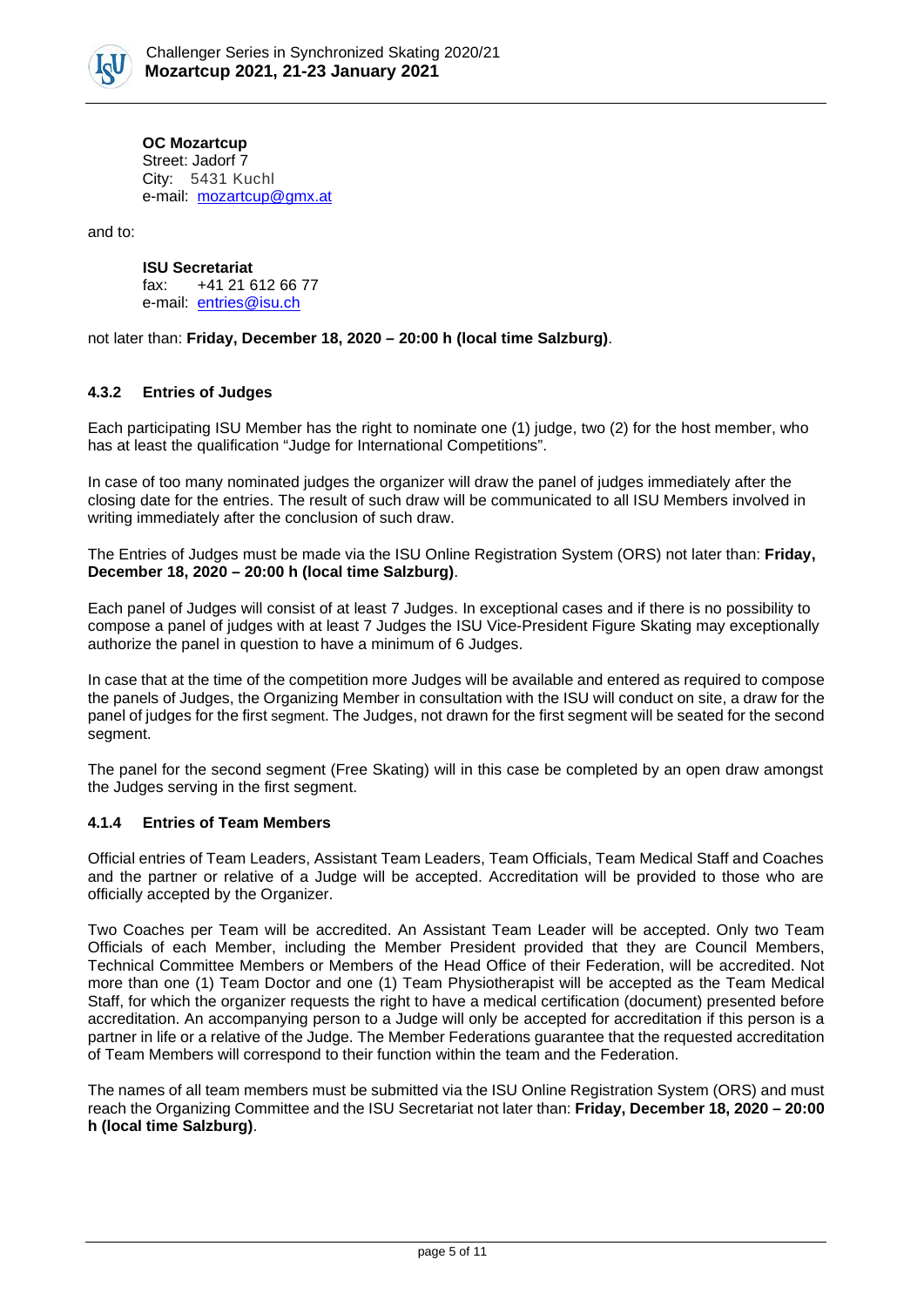**OC Mozartcup**
Street: Jadorf 7
City: 5431 Kuchl
e-mail: mozartcup@gmx.at

and to:

**ISU Secretariat**
fax: +41 21 612 66 77
e-mail: entries@isu.ch

not later than: **Friday, December 18, 2020 – 20:00 h (local time Salzburg)**.

### 4.3.2 Entries of Judges

Each participating ISU Member has the right to nominate one (1) judge, two (2) for the host member, who has at least the qualification "Judge for International Competitions".

In case of too many nominated judges the organizer will draw the panel of judges immediately after the closing date for the entries. The result of such draw will be communicated to all ISU Members involved in writing immediately after the conclusion of such draw.

The Entries of Judges must be made via the ISU Online Registration System (ORS) not later than: **Friday, December 18, 2020 – 20:00 h (local time Salzburg)**.

Each panel of Judges will consist of at least 7 Judges. In exceptional cases and if there is no possibility to compose a panel of judges with at least 7 Judges the ISU Vice-President Figure Skating may exceptionally authorize the panel in question to have a minimum of 6 Judges.

In case that at the time of the competition more Judges will be available and entered as required to compose the panels of Judges, the Organizing Member in consultation with the ISU will conduct on site, a draw for the panel of judges for the first segment. The Judges, not drawn for the first segment will be seated for the second segment.

The panel for the second segment (Free Skating) will in this case be completed by an open draw amongst the Judges serving in the first segment.

### 4.1.4 Entries of Team Members

Official entries of Team Leaders, Assistant Team Leaders, Team Officials, Team Medical Staff and Coaches and the partner or relative of a Judge will be accepted. Accreditation will be provided to those who are officially accepted by the Organizer.

Two Coaches per Team will be accredited. An Assistant Team Leader will be accepted. Only two Team Officials of each Member, including the Member President provided that they are Council Members, Technical Committee Members or Members of the Head Office of their Federation, will be accredited. Not more than one (1) Team Doctor and one (1) Team Physiotherapist will be accepted as the Team Medical Staff, for which the organizer requests the right to have a medical certification (document) presented before accreditation. An accompanying person to a Judge will only be accepted for accreditation if this person is a partner in life or a relative of the Judge. The Member Federations guarantee that the requested accreditation of Team Members will correspond to their function within the team and the Federation.

The names of all team members must be submitted via the ISU Online Registration System (ORS) and must reach the Organizing Committee and the ISU Secretariat not later than: **Friday, December 18, 2020 – 20:00 h (local time Salzburg)**.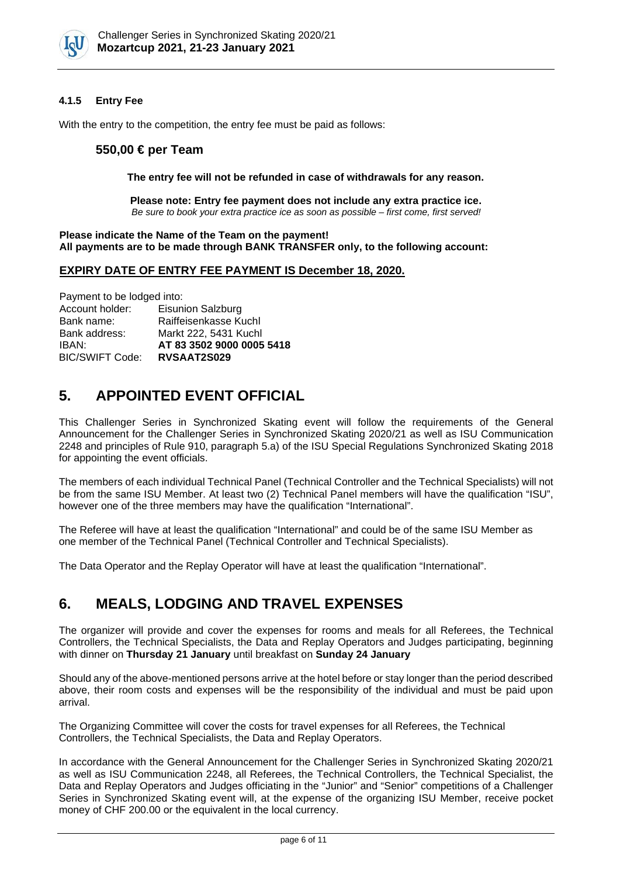#### 4.1.5 Entry Fee

With the entry to the competition, the entry fee must be paid as follows:

### 550,00 € per Team

**The entry fee will not be refunded in case of withdrawals for any reason.**

**Please note: Entry fee payment does not include any extra practice ice.**
*Be sure to book your extra practice ice as soon as possible – first come, first served!*

**Please indicate the Name of the Team on the payment!**
**All payments are to be made through BANK TRANSFER only, to the following account:**

**<u>EXPIRY DATE OF ENTRY FEE PAYMENT IS December 18, 2020.</u>**

Payment to be lodged into:

| | |
|---|---|
| Account holder: | Eisunion Salzburg |
| Bank name: | Raiffeisenkasse Kuchl |
| Bank address: | Markt 222, 5431 Kuchl |
| IBAN: | **AT 83 3502 9000 0005 5418** |
| BIC/SWIFT Code: | **RVSAAT2S029** |

# 5. APPOINTED EVENT OFFICIAL

This Challenger Series in Synchronized Skating event will follow the requirements of the General Announcement for the Challenger Series in Synchronized Skating 2020/21 as well as ISU Communication 2248 and principles of Rule 910, paragraph 5.a) of the ISU Special Regulations Synchronized Skating 2018 for appointing the event officials.

The members of each individual Technical Panel (Technical Controller and the Technical Specialists) will not be from the same ISU Member. At least two (2) Technical Panel members will have the qualification "ISU", however one of the three members may have the qualification "International".

The Referee will have at least the qualification "International" and could be of the same ISU Member as one member of the Technical Panel (Technical Controller and Technical Specialists).

The Data Operator and the Replay Operator will have at least the qualification "International".

# 6. MEALS, LODGING AND TRAVEL EXPENSES

The organizer will provide and cover the expenses for rooms and meals for all Referees, the Technical Controllers, the Technical Specialists, the Data and Replay Operators and Judges participating, beginning with dinner on **Thursday 21 January** until breakfast on **Sunday 24 January**

Should any of the above-mentioned persons arrive at the hotel before or stay longer than the period described above, their room costs and expenses will be the responsibility of the individual and must be paid upon arrival.

The Organizing Committee will cover the costs for travel expenses for all Referees, the Technical Controllers, the Technical Specialists, the Data and Replay Operators.

In accordance with the General Announcement for the Challenger Series in Synchronized Skating 2020/21 as well as ISU Communication 2248, all Referees, the Technical Controllers, the Technical Specialist, the Data and Replay Operators and Judges officiating in the "Junior" and "Senior" competitions of a Challenger Series in Synchronized Skating event will, at the expense of the organizing ISU Member, receive pocket money of CHF 200.00 or the equivalent in the local currency.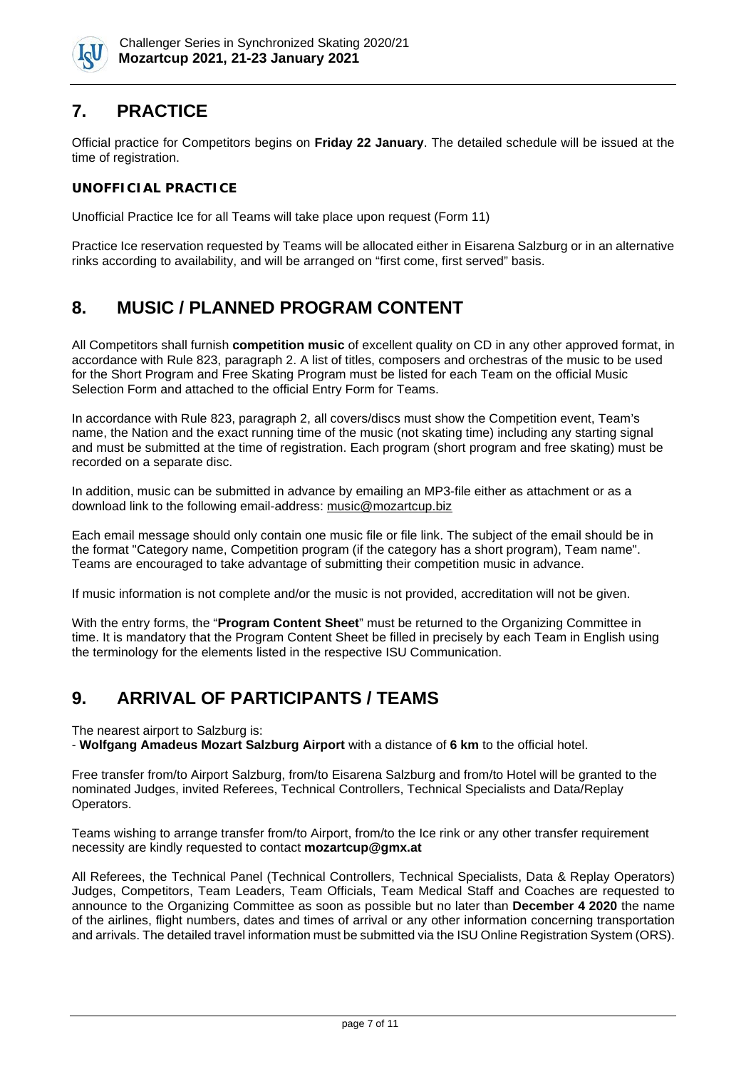## 7. PRACTICE

Official practice for Competitors begins on **Friday 22 January**. The detailed schedule will be issued at the time of registration.

### UNOFFICIAL PRACTICE

Unofficial Practice Ice for all Teams will take place upon request (Form 11)

Practice Ice reservation requested by Teams will be allocated either in Eisarena Salzburg or in an alternative rinks according to availability, and will be arranged on "first come, first served" basis.

## 8. MUSIC / PLANNED PROGRAM CONTENT

All Competitors shall furnish **competition music** of excellent quality on CD in any other approved format, in accordance with Rule 823, paragraph 2. A list of titles, composers and orchestras of the music to be used for the Short Program and Free Skating Program must be listed for each Team on the official Music Selection Form and attached to the official Entry Form for Teams.

In accordance with Rule 823, paragraph 2, all covers/discs must show the Competition event, Team's name, the Nation and the exact running time of the music (not skating time) including any starting signal and must be submitted at the time of registration. Each program (short program and free skating) must be recorded on a separate disc.

In addition, music can be submitted in advance by emailing an MP3-file either as attachment or as a download link to the following email-address: music@mozartcup.biz

Each email message should only contain one music file or file link. The subject of the email should be in the format "Category name, Competition program (if the category has a short program), Team name". Teams are encouraged to take advantage of submitting their competition music in advance.

If music information is not complete and/or the music is not provided, accreditation will not be given.

With the entry forms, the "**Program Content Sheet**" must be returned to the Organizing Committee in time. It is mandatory that the Program Content Sheet be filled in precisely by each Team in English using the terminology for the elements listed in the respective ISU Communication.

## 9. ARRIVAL OF PARTICIPANTS / TEAMS

The nearest airport to Salzburg is:
- **Wolfgang Amadeus Mozart Salzburg Airport** with a distance of **6 km** to the official hotel.

Free transfer from/to Airport Salzburg, from/to Eisarena Salzburg and from/to Hotel will be granted to the nominated Judges, invited Referees, Technical Controllers, Technical Specialists and Data/Replay Operators.

Teams wishing to arrange transfer from/to Airport, from/to the Ice rink or any other transfer requirement necessity are kindly requested to contact **mozartcup@gmx.at**

All Referees, the Technical Panel (Technical Controllers, Technical Specialists, Data & Replay Operators) Judges, Competitors, Team Leaders, Team Officials, Team Medical Staff and Coaches are requested to announce to the Organizing Committee as soon as possible but no later than **December 4 2020** the name of the airlines, flight numbers, dates and times of arrival or any other information concerning transportation and arrivals. The detailed travel information must be submitted via the ISU Online Registration System (ORS).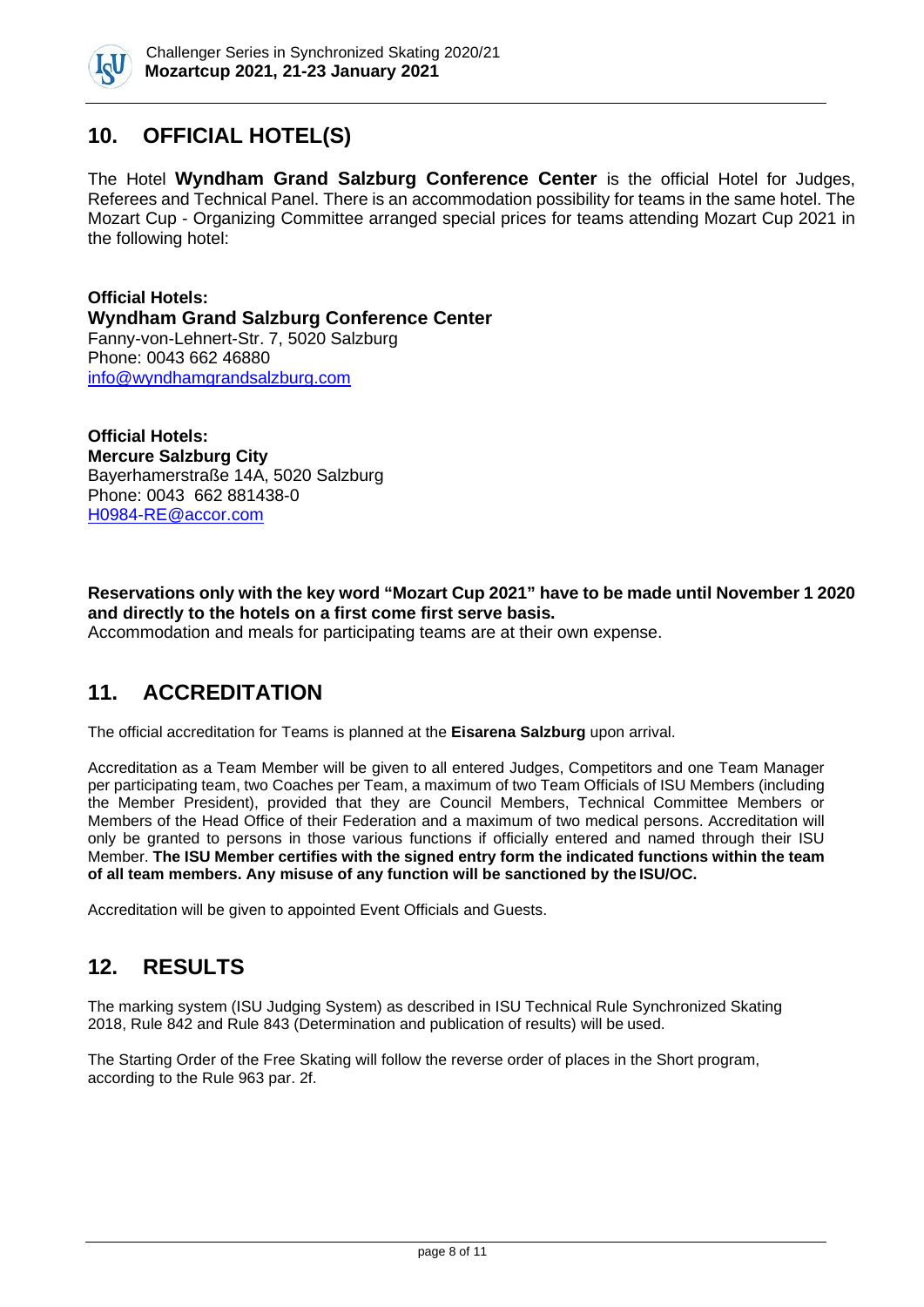## 10. OFFICIAL HOTEL(S)

The Hotel **Wyndham Grand Salzburg Conference Center** is the official Hotel for Judges, Referees and Technical Panel. There is an accommodation possibility for teams in the same hotel. The Mozart Cup - Organizing Committee arranged special prices for teams attending Mozart Cup 2021 in the following hotel:

**Official Hotels:**
**Wyndham Grand Salzburg Conference Center**
Fanny-von-Lehnert-Str. 7, 5020 Salzburg
Phone: 0043 662 46880
info@wyndhamgrandsalzburg.com

**Official Hotels:**
**Mercure Salzburg City**
Bayerhamerstraße 14A, 5020 Salzburg
Phone: 0043 662 881438-0
H0984-RE@accor.com

**Reservations only with the key word "Mozart Cup 2021" have to be made until November 1 2020 and directly to the hotels on a first come first serve basis.**
Accommodation and meals for participating teams are at their own expense.

## 11. ACCREDITATION

The official accreditation for Teams is planned at the **Eisarena Salzburg** upon arrival.

Accreditation as a Team Member will be given to all entered Judges, Competitors and one Team Manager per participating team, two Coaches per Team, a maximum of two Team Officials of ISU Members (including the Member President), provided that they are Council Members, Technical Committee Members or Members of the Head Office of their Federation and a maximum of two medical persons. Accreditation will only be granted to persons in those various functions if officially entered and named through their ISU Member. **The ISU Member certifies with the signed entry form the indicated functions within the team of all team members. Any misuse of any function will be sanctioned by the ISU/OC.**

Accreditation will be given to appointed Event Officials and Guests.

## 12. RESULTS

The marking system (ISU Judging System) as described in ISU Technical Rule Synchronized Skating 2018, Rule 842 and Rule 843 (Determination and publication of results) will be used.

The Starting Order of the Free Skating will follow the reverse order of places in the Short program, according to the Rule 963 par. 2f.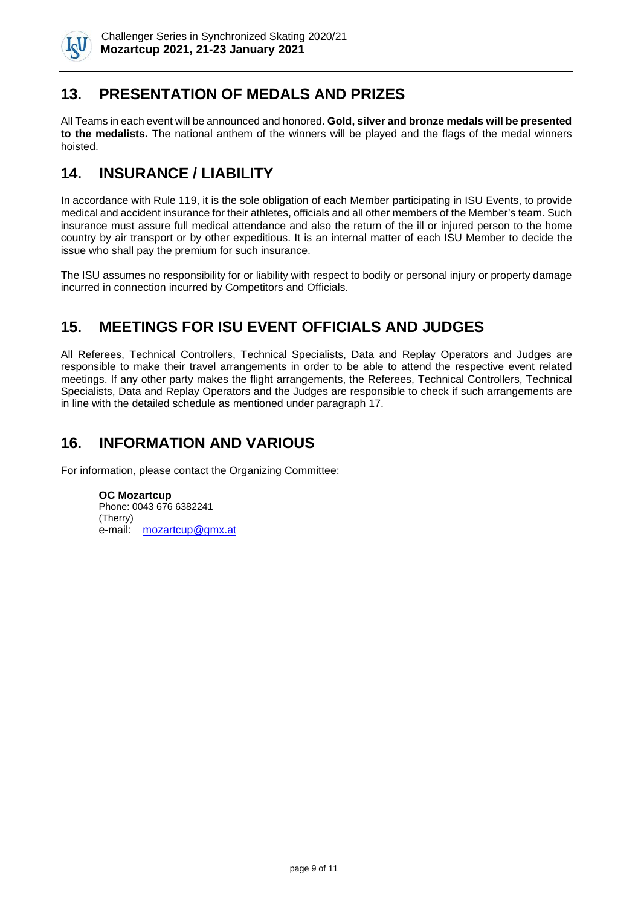## 13. PRESENTATION OF MEDALS AND PRIZES

All Teams in each event will be announced and honored. **Gold, silver and bronze medals will be presented to the medalists.** The national anthem of the winners will be played and the flags of the medal winners hoisted.

## 14. INSURANCE / LIABILITY

In accordance with Rule 119, it is the sole obligation of each Member participating in ISU Events, to provide medical and accident insurance for their athletes, officials and all other members of the Member's team. Such insurance must assure full medical attendance and also the return of the ill or injured person to the home country by air transport or by other expeditious. It is an internal matter of each ISU Member to decide the issue who shall pay the premium for such insurance.

The ISU assumes no responsibility for or liability with respect to bodily or personal injury or property damage incurred in connection incurred by Competitors and Officials.

## 15. MEETINGS FOR ISU EVENT OFFICIALS AND JUDGES

All Referees, Technical Controllers, Technical Specialists, Data and Replay Operators and Judges are responsible to make their travel arrangements in order to be able to attend the respective event related meetings. If any other party makes the flight arrangements, the Referees, Technical Controllers, Technical Specialists, Data and Replay Operators and the Judges are responsible to check if such arrangements are in line with the detailed schedule as mentioned under paragraph 17.

## 16. INFORMATION AND VARIOUS

For information, please contact the Organizing Committee:

**OC Mozartcup**
Phone: 0043 676 6382241
(Therry)
e-mail: mozartcup@gmx.at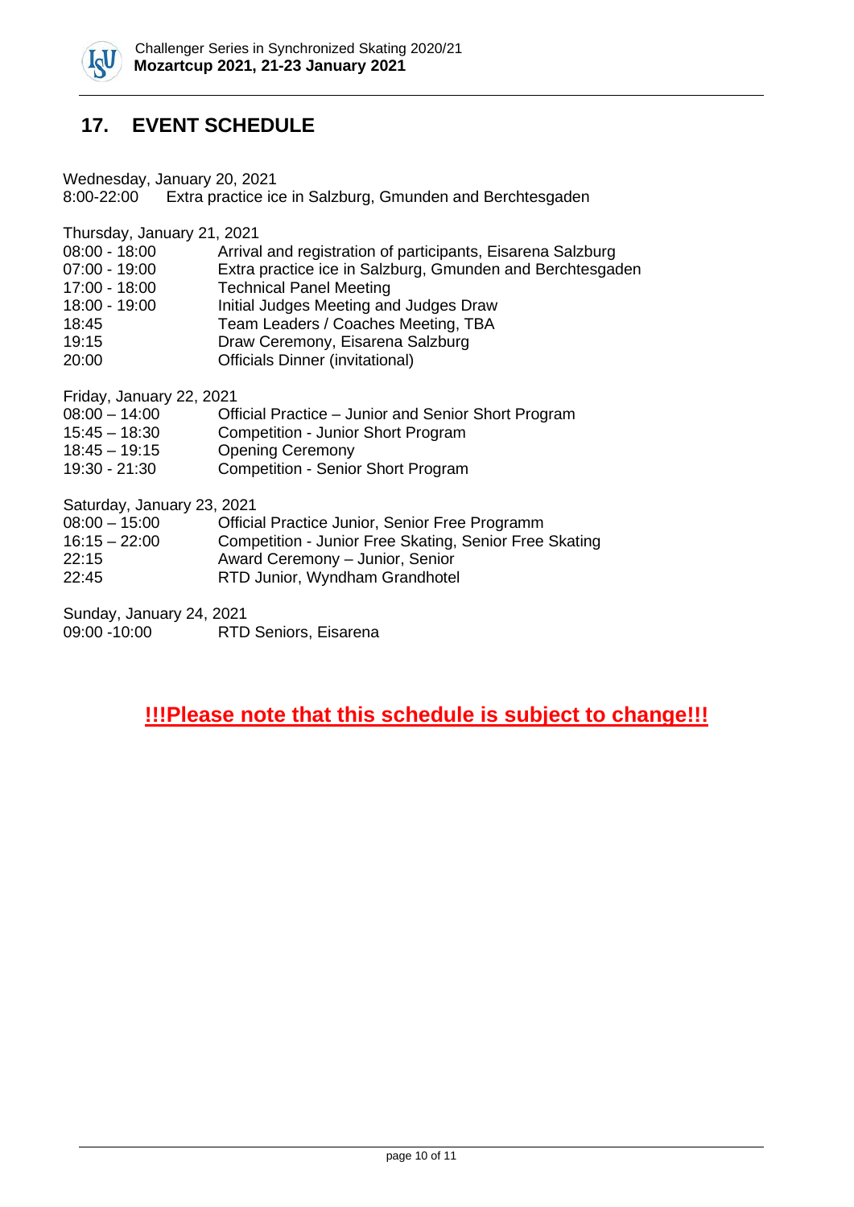## 17. EVENT SCHEDULE

Wednesday, January 20, 2021
8:00-22:00 Extra practice ice in Salzburg, Gmunden and Berchtesgaden

Thursday, January 21, 2021

| | |
|---|---|
| 08:00 - 18:00 | Arrival and registration of participants, Eisarena Salzburg |
| 07:00 - 19:00 | Extra practice ice in Salzburg, Gmunden and Berchtesgaden |
| 17:00 - 18:00 | Technical Panel Meeting |
| 18:00 - 19:00 | Initial Judges Meeting and Judges Draw |
| 18:45 | Team Leaders / Coaches Meeting, TBA |
| 19:15 | Draw Ceremony, Eisarena Salzburg |
| 20:00 | Officials Dinner (invitational) |

Friday, January 22, 2021

| | |
|---|---|
| 08:00 – 14:00 | Official Practice – Junior and Senior Short Program |
| 15:45 – 18:30 | Competition - Junior Short Program |
| 18:45 – 19:15 | Opening Ceremony |
| 19:30 - 21:30 | Competition - Senior Short Program |

Saturday, January 23, 2021

| | |
|---|---|
| 08:00 – 15:00 | Official Practice Junior, Senior Free Programm |
| 16:15 – 22:00 | Competition - Junior Free Skating, Senior Free Skating |
| 22:15 | Award Ceremony – Junior, Senior |
| 22:45 | RTD Junior, Wyndham Grandhotel |

Sunday, January 24, 2021

| | |
|---|---|
| 09:00 -10:00 | RTD Seniors, Eisarena |

**!!!Please note that this schedule is subject to change!!!**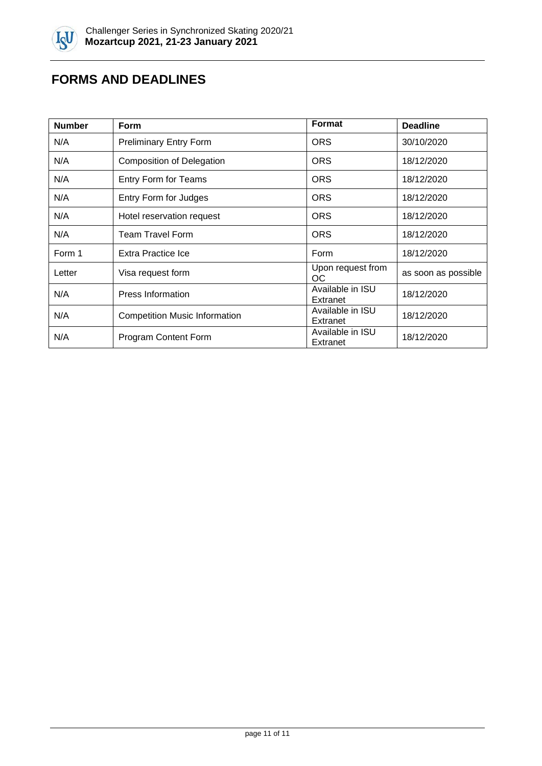## FORMS AND DEADLINES

| Number | Form | Format | Deadline |
|---|---|---|---|
| N/A | Preliminary Entry Form | ORS | 30/10/2020 |
| N/A | Composition of Delegation | ORS | 18/12/2020 |
| N/A | Entry Form for Teams | ORS | 18/12/2020 |
| N/A | Entry Form for Judges | ORS | 18/12/2020 |
| N/A | Hotel reservation request | ORS | 18/12/2020 |
| N/A | Team Travel Form | ORS | 18/12/2020 |
| Form 1 | Extra Practice Ice | Form | 18/12/2020 |
| Letter | Visa request form | Upon request from OC | as soon as possible |
| N/A | Press Information | Available in ISU Extranet | 18/12/2020 |
| N/A | Competition Music Information | Available in ISU Extranet | 18/12/2020 |
| N/A | Program Content Form | Available in ISU Extranet | 18/12/2020 |